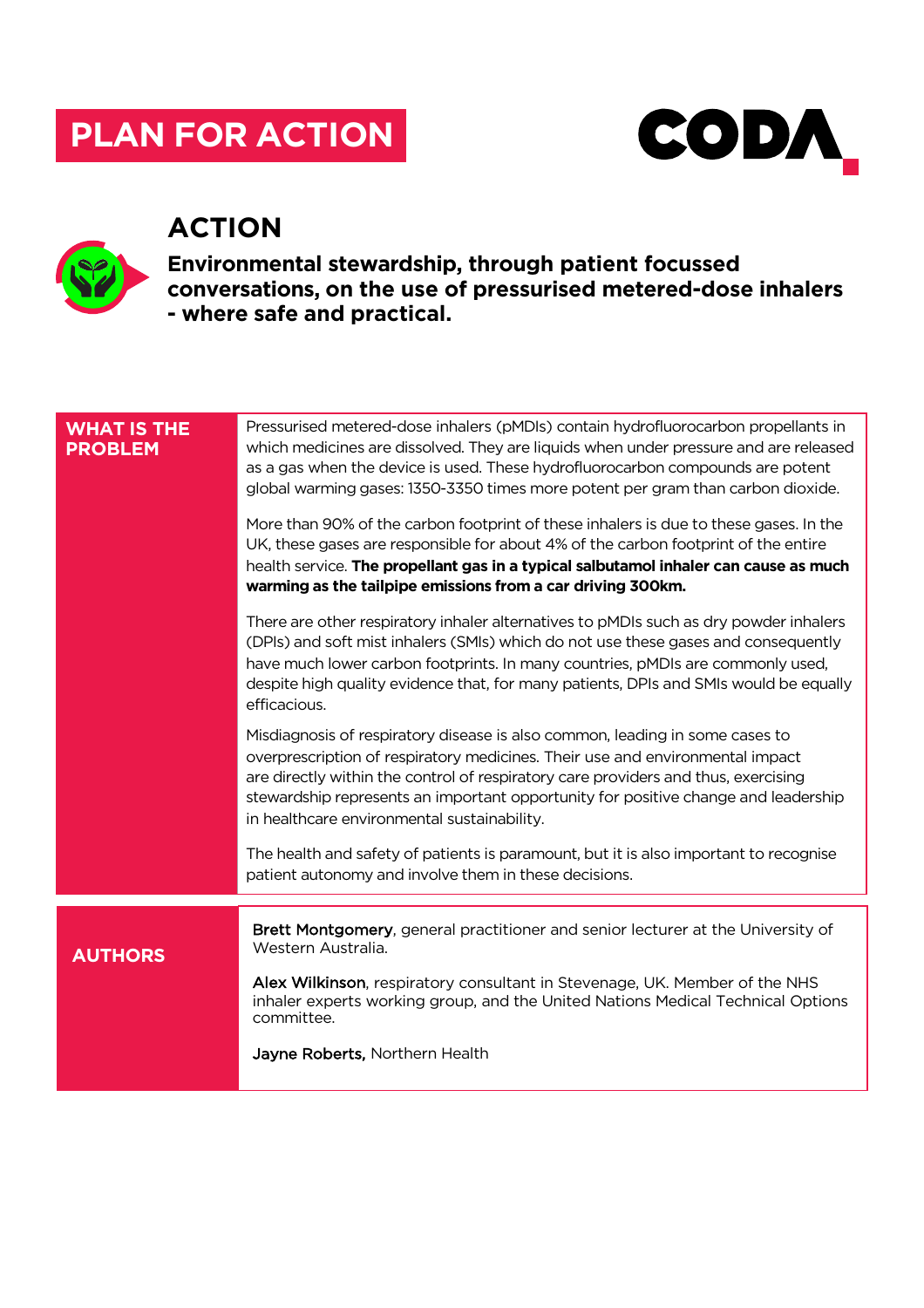# PLAN FOR ACTION

CODA

## ACTION

**Environmental stewardship, through patient focussed conversations, on the use of pressurised metered-dose inhalers - where safe and practical.**

### WHAT IS THE PROBLEM

Pressurised metered-dose inhalers (pMDIs) contain hydrofluorocarbon propellants in which medicines are dissolved. They are liquids when under pressure and are released as a gas when the device is used. These hydrofluorocarbon compounds are potent global warming gases: 1350-3350 times more potent per gram than carbon dioxide.

More than 90% of the carbon footprint of these inhalers is due to these gases. In the UK, these gases are responsible for about 4% of the carbon footprint of the entire health service. **The propellant gas in a typical salbutamol inhaler can cause as much warming as the tailpipe emissions from a car driving 300km.**

There are other respiratory inhaler alternatives to pMDIs such as dry powder inhalers (DPIs) and soft mist inhalers (SMIs) which do not use these gases and consequently have much lower carbon footprints. In many countries, pMDIs are commonly used, despite high quality evidence that, for many patients, DPIs and SMIs would be equally efficacious.

Misdiagnosis of respiratory disease is also common, leading in some cases to overprescription of respiratory medicines. Their use and environmental impact are directly within the control of respiratory care providers and thus, exercising stewardship represents an important opportunity for positive change and leadership in healthcare environmental sustainability.

The health and safety of patients is paramount, but it is also important to recognise patient autonomy and involve them in these decisions.

### AUTHORS

**Brett Montgomery**, general practitioner and senior lecturer at the University of Western Australia.

**Alex Wilkinson**, respiratory consultant in Stevenage, UK. Member of the NHS inhaler experts working group, and the United Nations Medical Technical Options committee.

**Jayne Roberts,** Northern Health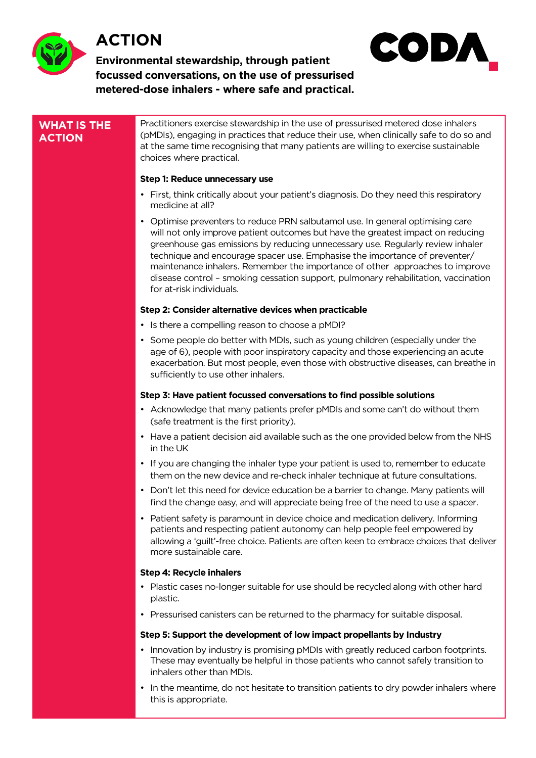# ACTION

**Environmental stewardship, through patient focussed conversations, on the use of pressurised metered-dose inhalers - where safe and practical.**

CODA

## WHAT IS THE ACTION

Practitioners exercise stewardship in the use of pressurised metered dose inhalers (pMDIs), engaging in practices that reduce their use, when clinically safe to do so and at the same time recognising that many patients are willing to exercise sustainable choices where practical.

**Step 1: Reduce unnecessary use**

- First, think critically about your patient's diagnosis. Do they need this respiratory medicine at all?
- Optimise preventers to reduce PRN salbutamol use. In general optimising care will not only improve patient outcomes but have the greatest impact on reducing greenhouse gas emissions by reducing unnecessary use. Regularly review inhaler technique and encourage spacer use. Emphasise the importance of preventer/ maintenance inhalers. Remember the importance of other approaches to improve disease control – smoking cessation support, pulmonary rehabilitation, vaccination for at-risk individuals.

**Step 2: Consider alternative devices when practicable**

- Is there a compelling reason to choose a pMDI?
- Some people do better with MDIs, such as young children (especially under the age of 6), people with poor inspiratory capacity and those experiencing an acute exacerbation. But most people, even those with obstructive diseases, can breathe in sufficiently to use other inhalers.

**Step 3: Have patient focussed conversations to find possible solutions**

- Acknowledge that many patients prefer pMDIs and some can't do without them (safe treatment is the first priority).
- Have a patient decision aid available such as the one provided below from the NHS in the UK
- If you are changing the inhaler type your patient is used to, remember to educate them on the new device and re-check inhaler technique at future consultations.
- Don't let this need for device education be a barrier to change. Many patients will find the change easy, and will appreciate being free of the need to use a spacer.
- Patient safety is paramount in device choice and medication delivery. Informing patients and respecting patient autonomy can help people feel empowered by allowing a 'guilt'-free choice. Patients are often keen to embrace choices that deliver more sustainable care.

**Step 4: Recycle inhalers**

- Plastic cases no-longer suitable for use should be recycled along with other hard plastic.
- Pressurised canisters can be returned to the pharmacy for suitable disposal.

**Step 5: Support the development of low impact propellants by Industry**

- Innovation by industry is promising pMDIs with greatly reduced carbon footprints. These may eventually be helpful in those patients who cannot safely transition to inhalers other than MDIs.
- In the meantime, do not hesitate to transition patients to dry powder inhalers where this is appropriate.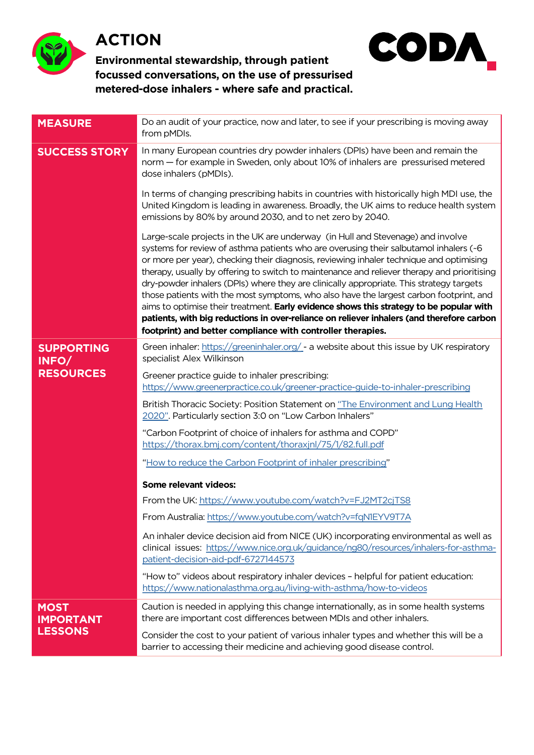# ACTION

**Environmental stewardship, through patient focussed conversations, on the use of pressurised metered-dose inhalers - where safe and practical.**

CODA

| | |
|---|---|
| **MEASURE** | Do an audit of your practice, now and later, to see if your prescribing is moving away from pMDIs. |
| **SUCCESS STORY** | In many European countries dry powder inhalers (DPIs) have been and remain the norm — for example in Sweden, only about 10% of inhalers are pressurised metered dose inhalers (pMDIs).<br><br>In terms of changing prescribing habits in countries with historically high MDI use, the United Kingdom is leading in awareness. Broadly, the UK aims to reduce health system emissions by 80% by around 2030, and to net zero by 2040.<br><br>Large-scale projects in the UK are underway (in Hull and Stevenage) and involve systems for review of asthma patients who are overusing their salbutamol inhalers (~6 or more per year), checking their diagnosis, reviewing inhaler technique and optimising therapy, usually by offering to switch to maintenance and reliever therapy and prioritising dry-powder inhalers (DPIs) where they are clinically appropriate. This strategy targets those patients with the most symptoms, who also have the largest carbon footprint, and aims to optimise their treatment. **Early evidence shows this strategy to be popular with patients, with big reductions in over-reliance on reliever inhalers (and therefore carbon footprint) and better compliance with controller therapies.** |
| **SUPPORTING INFO/ RESOURCES** | Green inhaler: https://greeninhaler.org/ - a website about this issue by UK respiratory specialist Alex Wilkinson<br><br>Greener practice guide to inhaler prescribing: https://www.greenerpractice.co.uk/greener-practice-guide-to-inhaler-prescribing<br><br>British Thoracic Society: Position Statement on "The Environment and Lung Health 2020". Particularly section 3:0 on "Low Carbon Inhalers"<br><br>"Carbon Footprint of choice of inhalers for asthma and COPD" https://thorax.bmj.com/content/thoraxjnl/75/1/82.full.pdf<br><br>"How to reduce the Carbon Footprint of inhaler prescribing"<br><br>**Some relevant videos:**<br><br>From the UK: https://www.youtube.com/watch?v=FJ2MT2cjTS8<br><br>From Australia: https://www.youtube.com/watch?v=fqN1EYV9T7A<br><br>An inhaler device decision aid from NICE (UK) incorporating environmental as well as clinical issues: https://www.nice.org.uk/guidance/ng80/resources/inhalers-for-asthma-patient-decision-aid-pdf-6727144573<br><br>"How to" videos about respiratory inhaler devices – helpful for patient education: https://www.nationalasthma.org.au/living-with-asthma/how-to-videos |
| **MOST IMPORTANT LESSONS** | Caution is needed in applying this change internationally, as in some health systems there are important cost differences between MDIs and other inhalers.<br><br>Consider the cost to your patient of various inhaler types and whether this will be a barrier to accessing their medicine and achieving good disease control. |